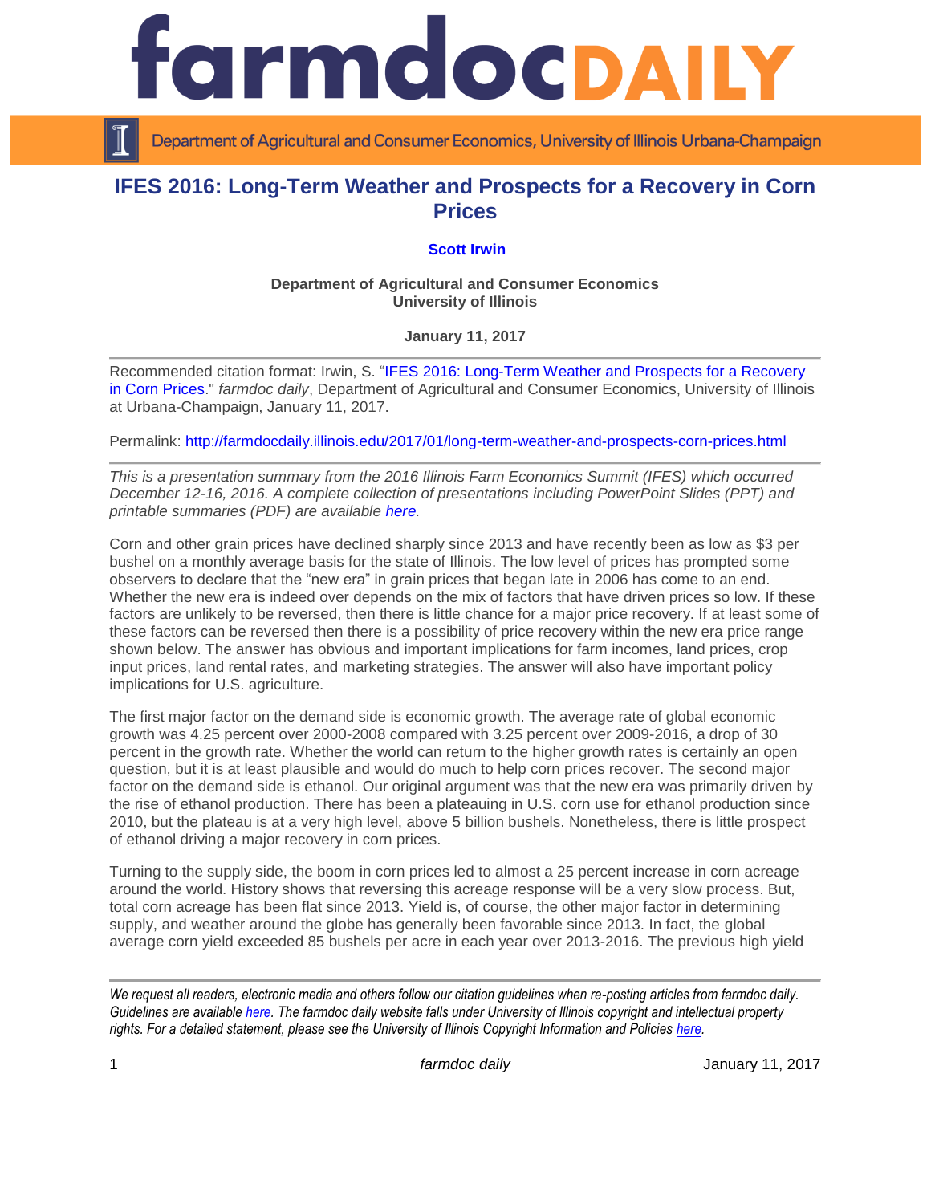# IFES 2016: Long-Term Weather and Prospects for a Recovery in Corn Prices

**Scott Irwin**

**Department of Agricultural and Consumer Economics**
**University of Illinois**

**January 11, 2017**

Recommended citation format: Irwin, S. "IFES 2016: Long-Term Weather and Prospects for a Recovery in Corn Prices." *farmdoc daily*, Department of Agricultural and Consumer Economics, University of Illinois at Urbana-Champaign, January 11, 2017.

Permalink: http://farmdocdaily.illinois.edu/2017/01/long-term-weather-and-prospects-corn-prices.html

*This is a presentation summary from the 2016 Illinois Farm Economics Summit (IFES) which occurred December 12-16, 2016. A complete collection of presentations including PowerPoint Slides (PPT) and printable summaries (PDF) are available here.*

Corn and other grain prices have declined sharply since 2013 and have recently been as low as $3 per bushel on a monthly average basis for the state of Illinois. The low level of prices has prompted some observers to declare that the "new era" in grain prices that began late in 2006 has come to an end. Whether the new era is indeed over depends on the mix of factors that have driven prices so low. If these factors are unlikely to be reversed, then there is little chance for a major price recovery. If at least some of these factors can be reversed then there is a possibility of price recovery within the new era price range shown below. The answer has obvious and important implications for farm incomes, land prices, crop input prices, land rental rates, and marketing strategies. The answer will also have important policy implications for U.S. agriculture.

The first major factor on the demand side is economic growth. The average rate of global economic growth was 4.25 percent over 2000-2008 compared with 3.25 percent over 2009-2016, a drop of 30 percent in the growth rate. Whether the world can return to the higher growth rates is certainly an open question, but it is at least plausible and would do much to help corn prices recover. The second major factor on the demand side is ethanol. Our original argument was that the new era was primarily driven by the rise of ethanol production. There has been a plateauing in U.S. corn use for ethanol production since 2010, but the plateau is at a very high level, above 5 billion bushels. Nonetheless, there is little prospect of ethanol driving a major recovery in corn prices.

Turning to the supply side, the boom in corn prices led to almost a 25 percent increase in corn acreage around the world. History shows that reversing this acreage response will be a very slow process. But, total corn acreage has been flat since 2013. Yield is, of course, the other major factor in determining supply, and weather around the globe has generally been favorable since 2013. In fact, the global average corn yield exceeded 85 bushels per acre in each year over 2013-2016. The previous high yield

*We request all readers, electronic media and others follow our citation guidelines when re-posting articles from farmdoc daily. Guidelines are available here. The farmdoc daily website falls under University of Illinois copyright and intellectual property rights. For a detailed statement, please see the University of Illinois Copyright Information and Policies here.*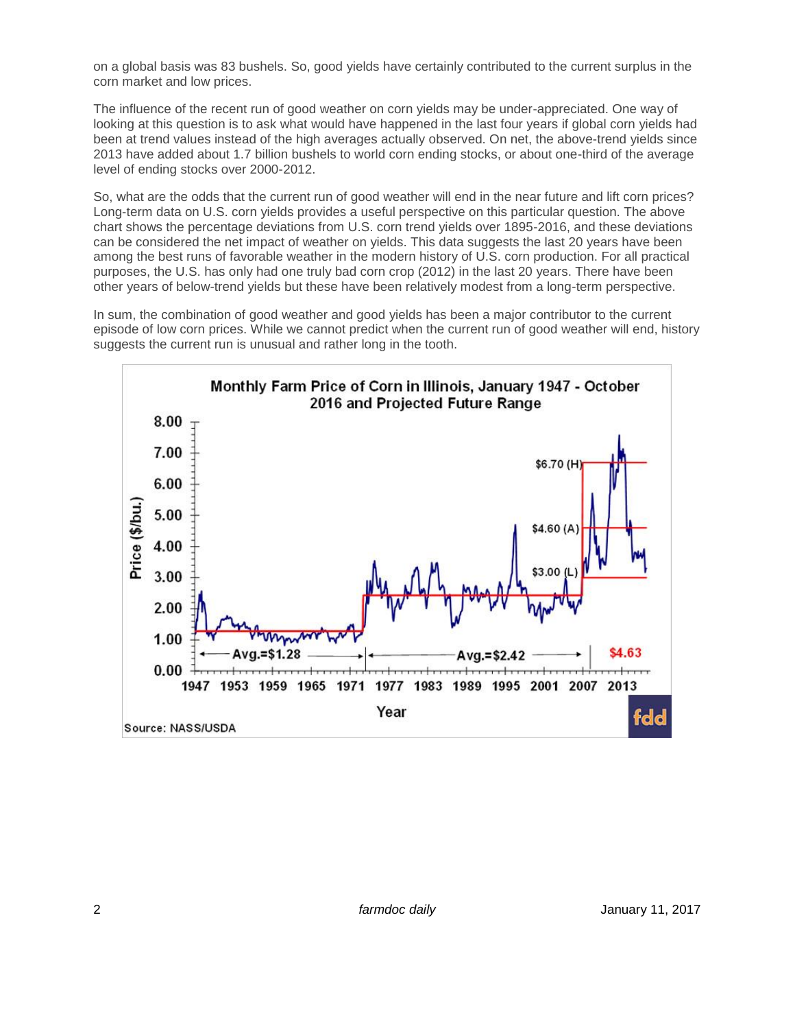on a global basis was 83 bushels. So, good yields have certainly contributed to the current surplus in the corn market and low prices.

The influence of the recent run of good weather on corn yields may be under-appreciated. One way of looking at this question is to ask what would have happened in the last four years if global corn yields had been at trend values instead of the high averages actually observed. On net, the above-trend yields since 2013 have added about 1.7 billion bushels to world corn ending stocks, or about one-third of the average level of ending stocks over 2000-2012.

So, what are the odds that the current run of good weather will end in the near future and lift corn prices? Long-term data on U.S. corn yields provides a useful perspective on this particular question. The above chart shows the percentage deviations from U.S. corn trend yields over 1895-2016, and these deviations can be considered the net impact of weather on yields. This data suggests the last 20 years have been among the best runs of favorable weather in the modern history of U.S. corn production. For all practical purposes, the U.S. has only had one truly bad corn crop (2012) in the last 20 years. There have been other years of below-trend yields but these have been relatively modest from a long-term perspective.

In sum, the combination of good weather and good yields has been a major contributor to the current episode of low corn prices. While we cannot predict when the current run of good weather will end, history suggests the current run is unusual and rather long in the tooth.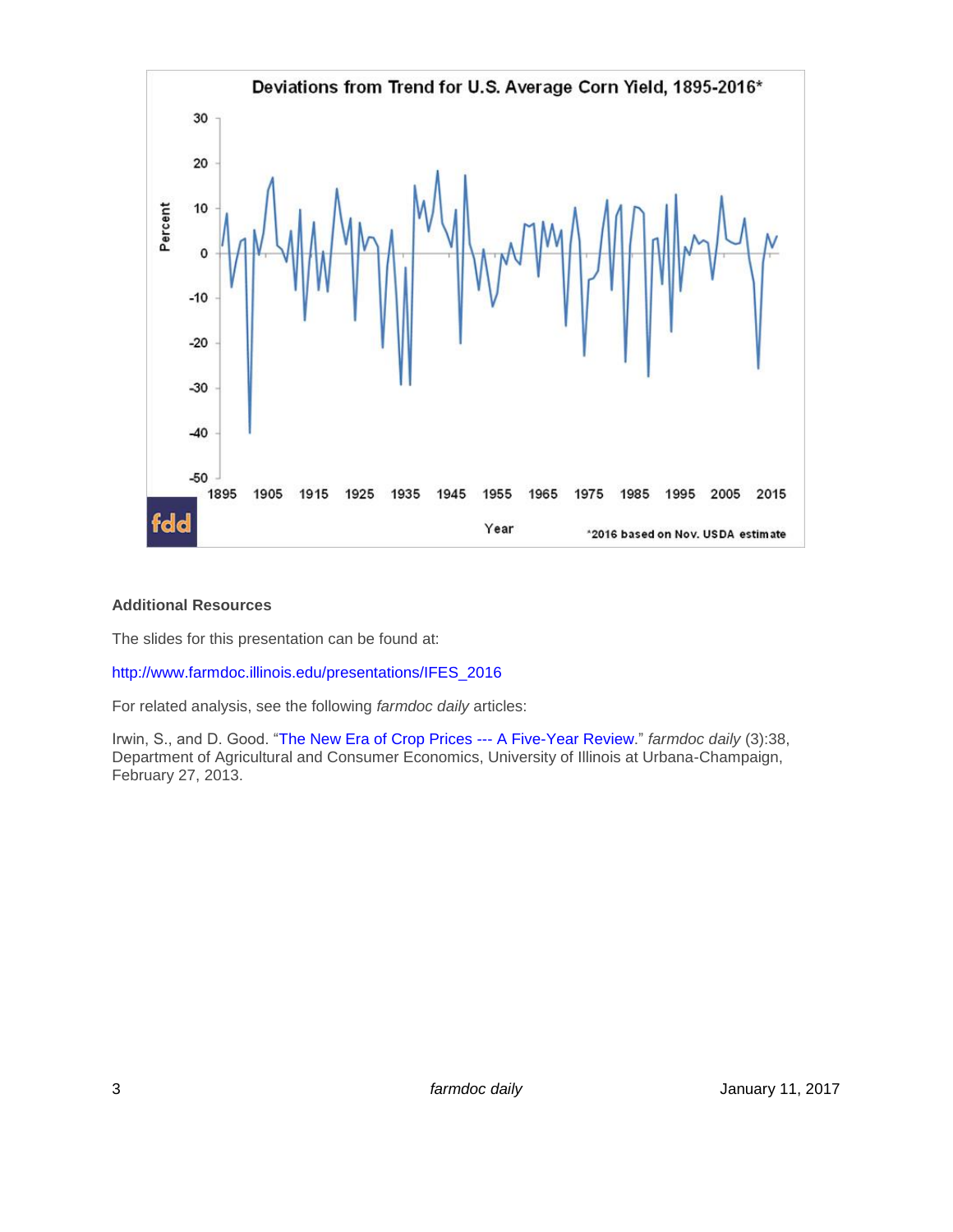Deviations from Trend for U.S. Average Corn Yield, 1895-2016*

Percent

30
20
10
0
-10
-20
-30
-40
-50

1895 1905 1915 1925 1935 1945 1955 1965 1975 1985 1995 2005 2015

Year

fdd

*2016 based on Nov. USDA estimate

**Additional Resources**

The slides for this presentation can be found at:

http://www.farmdoc.illinois.edu/presentations/IFES_2016

For related analysis, see the following *farmdoc daily* articles:

Irwin, S., and D. Good. "The New Era of Crop Prices --- A Five-Year Review." *farmdoc daily* (3):38, Department of Agricultural and Consumer Economics, University of Illinois at Urbana-Champaign, February 27, 2013.